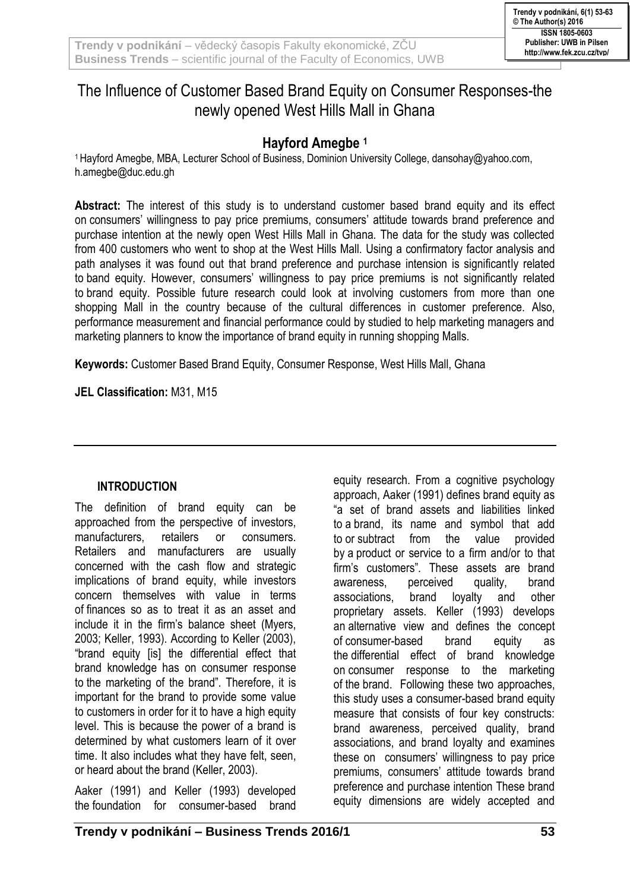# The Influence of Customer Based Brand Equity on Consumer Responses-the newly opened West Hills Mall in Ghana

## Hayford Amegbe [1]

[1] Hayford Amegbe, MBA, Lecturer School of Business, Dominion University College, dansohay@yahoo.com, h.amegbe@duc.edu.gh

**Abstract:** The interest of this study is to understand customer based brand equity and its effect on consumers' willingness to pay price premiums, consumers' attitude towards brand preference and purchase intention at the newly open West Hills Mall in Ghana. The data for the study was collected from 400 customers who went to shop at the West Hills Mall. Using a confirmatory factor analysis and path analyses it was found out that brand preference and purchase intension is significantly related to band equity. However, consumers' willingness to pay price premiums is not significantly related to brand equity. Possible future research could look at involving customers from more than one shopping Mall in the country because of the cultural differences in customer preference. Also, performance measurement and financial performance could by studied to help marketing managers and marketing planners to know the importance of brand equity in running shopping Malls.

**Keywords:** Customer Based Brand Equity, Consumer Response, West Hills Mall, Ghana

**JEL Classification:** M31, M15

## INTRODUCTION

The definition of brand equity can be approached from the perspective of investors, manufacturers, retailers or consumers. Retailers and manufacturers are usually concerned with the cash flow and strategic implications of brand equity, while investors concern themselves with value in terms of finances so as to treat it as an asset and include it in the firm's balance sheet (Myers, 2003; Keller, 1993). According to Keller (2003), "brand equity [is] the differential effect that brand knowledge has on consumer response to the marketing of the brand". Therefore, it is important for the brand to provide some value to customers in order for it to have a high equity level. This is because the power of a brand is determined by what customers learn of it over time. It also includes what they have felt, seen, or heard about the brand (Keller, 2003).

Aaker (1991) and Keller (1993) developed the foundation for consumer-based brand equity research. From a cognitive psychology approach, Aaker (1991) defines brand equity as "a set of brand assets and liabilities linked to a brand, its name and symbol that add to or subtract from the value provided by a product or service to a firm and/or to that firm's customers". These assets are brand awareness, perceived quality, brand associations, brand loyalty and other proprietary assets. Keller (1993) develops an alternative view and defines the concept of consumer-based brand equity as the differential effect of brand knowledge on consumer response to the marketing of the brand. Following these two approaches, this study uses a consumer-based brand equity measure that consists of four key constructs: brand awareness, perceived quality, brand associations, and brand loyalty and examines these on consumers' willingness to pay price premiums, consumers' attitude towards brand preference and purchase intention These brand equity dimensions are widely accepted and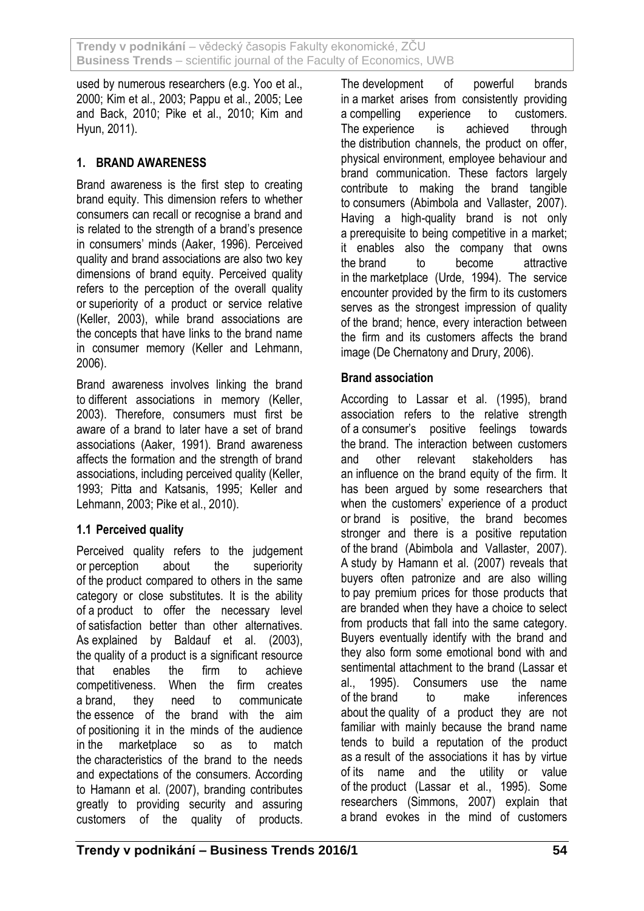used by numerous researchers (e.g. Yoo et al., 2000; Kim et al., 2003; Pappu et al., 2005; Lee and Back, 2010; Pike et al., 2010; Kim and Hyun, 2011).

## 1. BRAND AWARENESS

Brand awareness is the first step to creating brand equity. This dimension refers to whether consumers can recall or recognise a brand and is related to the strength of a brand's presence in consumers' minds (Aaker, 1996). Perceived quality and brand associations are also two key dimensions of brand equity. Perceived quality refers to the perception of the overall quality or superiority of a product or service relative (Keller, 2003), while brand associations are the concepts that have links to the brand name in consumer memory (Keller and Lehmann, 2006).

Brand awareness involves linking the brand to different associations in memory (Keller, 2003). Therefore, consumers must first be aware of a brand to later have a set of brand associations (Aaker, 1991). Brand awareness affects the formation and the strength of brand associations, including perceived quality (Keller, 1993; Pitta and Katsanis, 1995; Keller and Lehmann, 2003; Pike et al., 2010).

### 1.1 Perceived quality

Perceived quality refers to the judgement or perception about the superiority of the product compared to others in the same category or close substitutes. It is the ability of a product to offer the necessary level of satisfaction better than other alternatives. As explained by Baldauf et al. (2003), the quality of a product is a significant resource that enables the firm to achieve competitiveness. When the firm creates a brand, they need to communicate the essence of the brand with the aim of positioning it in the minds of the audience in the marketplace so as to match the characteristics of the brand to the needs and expectations of the consumers. According to Hamann et al. (2007), branding contributes greatly to providing security and assuring customers of the quality of products. The development of powerful brands in a market arises from consistently providing a compelling experience to customers. The experience is achieved through the distribution channels, the product on offer, physical environment, employee behaviour and brand communication. These factors largely contribute to making the brand tangible to consumers (Abimbola and Vallaster, 2007). Having a high-quality brand is not only a prerequisite to being competitive in a market; it enables also the company that owns the brand to become attractive in the marketplace (Urde, 1994). The service encounter provided by the firm to its customers serves as the strongest impression of quality of the brand; hence, every interaction between the firm and its customers affects the brand image (De Chernatony and Drury, 2006).

### Brand association

According to Lassar et al. (1995), brand association refers to the relative strength of a consumer's positive feelings towards the brand. The interaction between customers and other relevant stakeholders has an influence on the brand equity of the firm. It has been argued by some researchers that when the customers' experience of a product or brand is positive, the brand becomes stronger and there is a positive reputation of the brand (Abimbola and Vallaster, 2007). A study by Hamann et al. (2007) reveals that buyers often patronize and are also willing to pay premium prices for those products that are branded when they have a choice to select from products that fall into the same category. Buyers eventually identify with the brand and they also form some emotional bond with and sentimental attachment to the brand (Lassar et al., 1995). Consumers use the name of the brand to make inferences about the quality of a product they are not familiar with mainly because the brand name tends to build a reputation of the product as a result of the associations it has by virtue of its name and the utility or value of the product (Lassar et al., 1995). Some researchers (Simmons, 2007) explain that a brand evokes in the mind of customers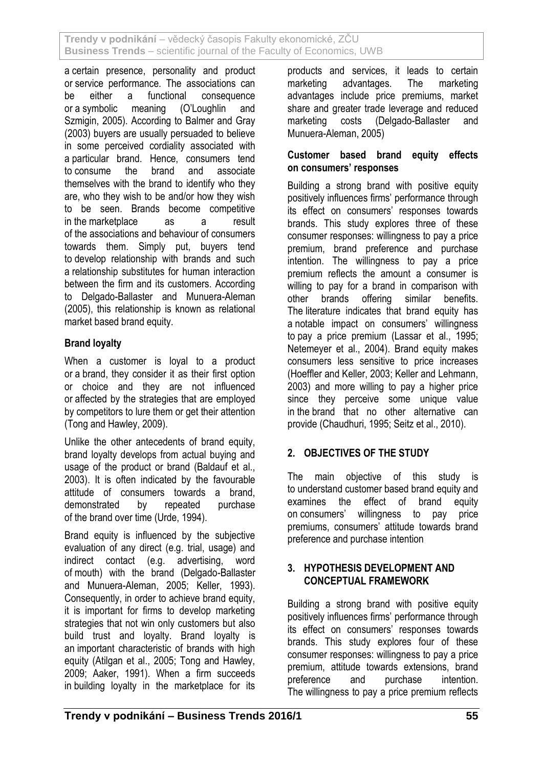a certain presence, personality and product or service performance. The associations can be either a functional consequence or a symbolic meaning (O'Loughlin and Szmigin, 2005). According to Balmer and Gray (2003) buyers are usually persuaded to believe in some perceived cordiality associated with a particular brand. Hence, consumers tend to consume the brand and associate themselves with the brand to identify who they are, who they wish to be and/or how they wish to be seen. Brands become competitive in the marketplace as a result of the associations and behaviour of consumers towards them. Simply put, buyers tend to develop relationship with brands and such a relationship substitutes for human interaction between the firm and its customers. According to Delgado-Ballaster and Munuera-Aleman (2005), this relationship is known as relational market based brand equity.

### Brand loyalty

When a customer is loyal to a product or a brand, they consider it as their first option or choice and they are not influenced or affected by the strategies that are employed by competitors to lure them or get their attention (Tong and Hawley, 2009).

Unlike the other antecedents of brand equity, brand loyalty develops from actual buying and usage of the product or brand (Baldauf et al., 2003). It is often indicated by the favourable attitude of consumers towards a brand, demonstrated by repeated purchase of the brand over time (Urde, 1994).

Brand equity is influenced by the subjective evaluation of any direct (e.g. trial, usage) and indirect contact (e.g. advertising, word of mouth) with the brand (Delgado-Ballaster and Munuera-Aleman, 2005; Keller, 1993). Consequently, in order to achieve brand equity, it is important for firms to develop marketing strategies that not win only customers but also build trust and loyalty. Brand loyalty is an important characteristic of brands with high equity (Atilgan et al., 2005; Tong and Hawley, 2009; Aaker, 1991). When a firm succeeds in building loyalty in the marketplace for its products and services, it leads to certain marketing advantages. The marketing advantages include price premiums, market share and greater trade leverage and reduced marketing costs (Delgado-Ballaster and Munuera-Aleman, 2005)

### Customer based brand equity effects on consumers' responses

Building a strong brand with positive equity positively influences firms' performance through its effect on consumers' responses towards brands. This study explores three of these consumer responses: willingness to pay a price premium, brand preference and purchase intention. The willingness to pay a price premium reflects the amount a consumer is willing to pay for a brand in comparison with other brands offering similar benefits. The literature indicates that brand equity has a notable impact on consumers' willingness to pay a price premium (Lassar et al., 1995; Netemeyer et al., 2004). Brand equity makes consumers less sensitive to price increases (Hoeffler and Keller, 2003; Keller and Lehmann, 2003) and more willing to pay a higher price since they perceive some unique value in the brand that no other alternative can provide (Chaudhuri, 1995; Seitz et al., 2010).

## 2. OBJECTIVES OF THE STUDY

The main objective of this study is to understand customer based brand equity and examines the effect of brand equity on consumers' willingness to pay price premiums, consumers' attitude towards brand preference and purchase intention

## 3. HYPOTHESIS DEVELOPMENT AND CONCEPTUAL FRAMEWORK

Building a strong brand with positive equity positively influences firms' performance through its effect on consumers' responses towards brands. This study explores four of these consumer responses: willingness to pay a price premium, attitude towards extensions, brand preference and purchase intention. The willingness to pay a price premium reflects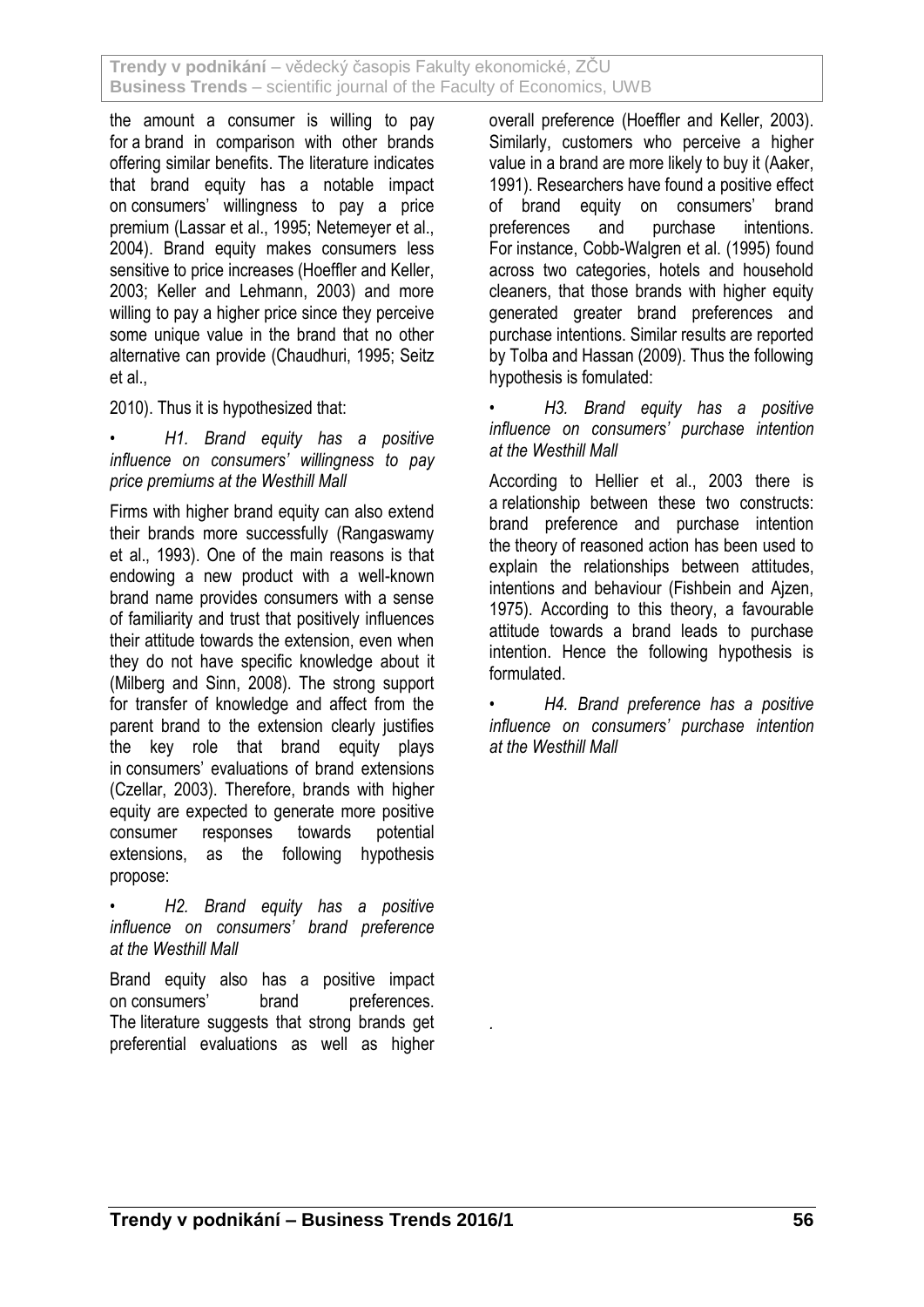the amount a consumer is willing to pay for a brand in comparison with other brands offering similar benefits. The literature indicates that brand equity has a notable impact on consumers' willingness to pay a price premium (Lassar et al., 1995; Netemeyer et al., 2004). Brand equity makes consumers less sensitive to price increases (Hoeffler and Keller, 2003; Keller and Lehmann, 2003) and more willing to pay a higher price since they perceive some unique value in the brand that no other alternative can provide (Chaudhuri, 1995; Seitz et al.,

2010). Thus it is hypothesized that:

- *H1. Brand equity has a positive influence on consumers' willingness to pay price premiums at the Westhill Mall*

Firms with higher brand equity can also extend their brands more successfully (Rangaswamy et al., 1993). One of the main reasons is that endowing a new product with a well-known brand name provides consumers with a sense of familiarity and trust that positively influences their attitude towards the extension, even when they do not have specific knowledge about it (Milberg and Sinn, 2008). The strong support for transfer of knowledge and affect from the parent brand to the extension clearly justifies the key role that brand equity plays in consumers' evaluations of brand extensions (Czellar, 2003). Therefore, brands with higher equity are expected to generate more positive consumer responses towards potential extensions, as the following hypothesis propose:

- *H2. Brand equity has a positive influence on consumers' brand preference at the Westhill Mall*

Brand equity also has a positive impact on consumers' brand preferences. The literature suggests that strong brands get preferential evaluations as well as higher overall preference (Hoeffler and Keller, 2003). Similarly, customers who perceive a higher value in a brand are more likely to buy it (Aaker, 1991). Researchers have found a positive effect of brand equity on consumers' brand preferences and purchase intentions. For instance, Cobb-Walgren et al. (1995) found across two categories, hotels and household cleaners, that those brands with higher equity generated greater brand preferences and purchase intentions. Similar results are reported by Tolba and Hassan (2009). Thus the following hypothesis is fomulated:

- *H3. Brand equity has a positive influence on consumers' purchase intention at the Westhill Mall*

According to Hellier et al., 2003 there is a relationship between these two constructs: brand preference and purchase intention the theory of reasoned action has been used to explain the relationships between attitudes, intentions and behaviour (Fishbein and Ajzen, 1975). According to this theory, a favourable attitude towards a brand leads to purchase intention. Hence the following hypothesis is formulated.

- *H4. Brand preference has a positive influence on consumers' purchase intention at the Westhill Mall*

.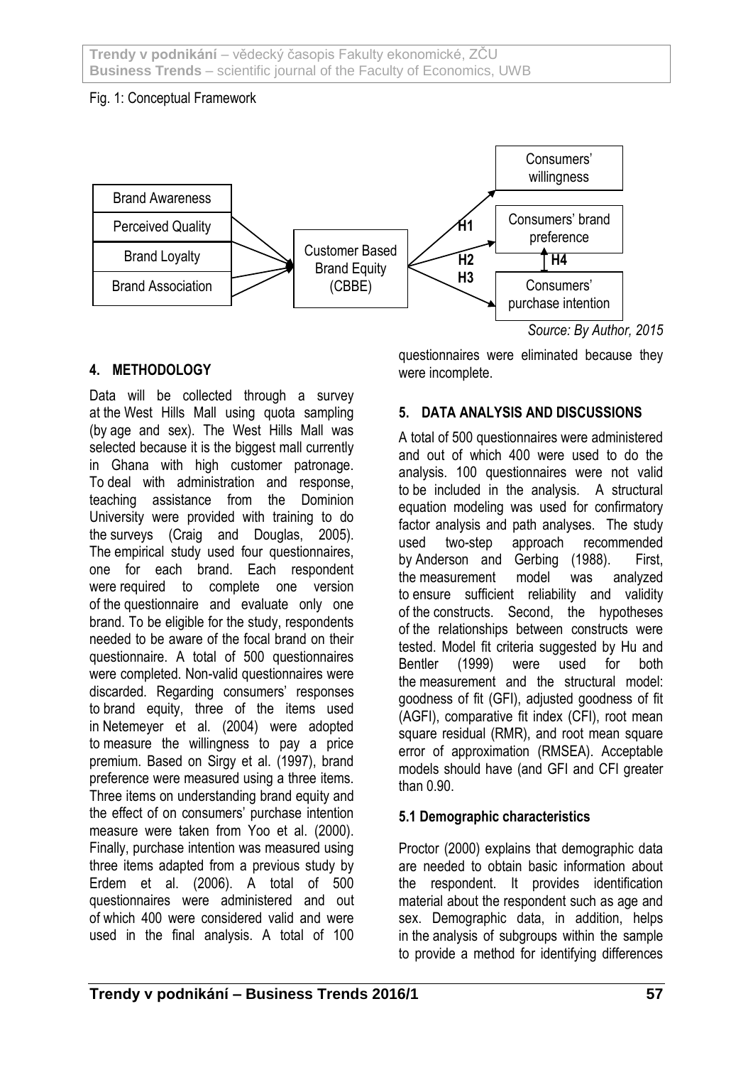Fig. 1: Conceptual Framework

Source: By Author, 2015

## 4. METHODOLOGY

Data will be collected through a survey at the West Hills Mall using quota sampling (by age and sex). The West Hills Mall was selected because it is the biggest mall currently in Ghana with high customer patronage. To deal with administration and response, teaching assistance from the Dominion University were provided with training to do the surveys (Craig and Douglas, 2005). The empirical study used four questionnaires, one for each brand. Each respondent were required to complete one version of the questionnaire and evaluate only one brand. To be eligible for the survey, respondents needed to be aware of the focal brand on their questionnaire. A total of 500 questionnaires were completed. Non-valid questionnaires were discarded. Regarding consumers' responses to brand equity, three of the items used in Netemeyer et al. (2004) were adopted to measure the willingness to pay a price premium. Based on Sirgy et al. (1997), brand preference were measured using a three items. Three items on understanding brand equity and the effect of on consumers' purchase intention measure were taken from Yoo et al. (2000). Finally, purchase intention was measured using three items adapted from a previous study by Erdem et al. (2006). A total of 500 questionnaires were administered and out of which 400 were considered valid and were used in the final analysis. A total of 100 questionnaires were eliminated because they were incomplete.

## 5. DATA ANALYSIS AND DISCUSSIONS

A total of 500 questionnaires were administered and out of which 400 were used to do the analysis. 100 questionnaires were not valid to be included in the analysis. A structural equation modeling was used for confirmatory factor analysis and path analyses. The study used two-step approach recommended by Anderson and Gerbing (1988). First, the measurement model was analyzed to ensure sufficient reliability and validity of the constructs. Second, the hypotheses of the relationships between constructs were tested. Model fit criteria suggested by Hu and Bentler (1999) were used for both the measurement and the structural model: goodness of fit (GFI), adjusted goodness of fit (AGFI), comparative fit index (CFI), root mean square residual (RMR), and root mean square error of approximation (RMSEA). Acceptable models should have (and GFI and CFI greater than 0.90.

### 5.1 Demographic characteristics

Proctor (2000) explains that demographic data are needed to obtain basic information about the respondent. It provides identification material about the respondent such as age and sex. Demographic data, in addition, helps in the analysis of subgroups within the sample to provide a method for identifying differences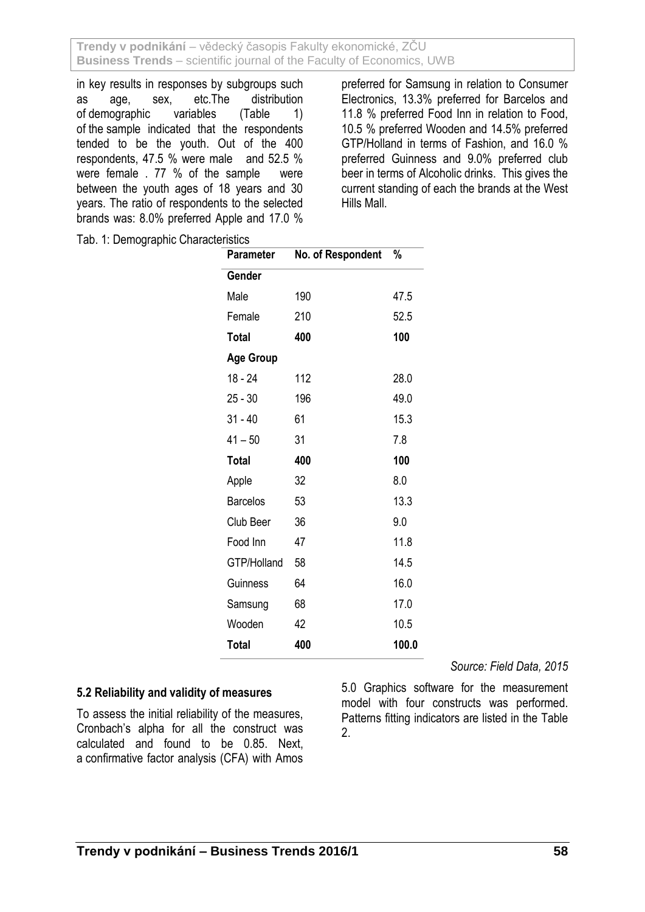in key results in responses by subgroups such as age, sex, etc.The distribution of demographic variables (Table 1) of the sample indicated that the respondents tended to be the youth. Out of the 400 respondents, 47.5 % were male and 52.5 % were female . 77 % of the sample were between the youth ages of 18 years and 30 years. The ratio of respondents to the selected brands was: 8.0% preferred Apple and 17.0 % preferred for Samsung in relation to Consumer Electronics, 13.3% preferred for Barcelos and 11.8 % preferred Food Inn in relation to Food, 10.5 % preferred Wooden and 14.5% preferred GTP/Holland in terms of Fashion, and 16.0 % preferred Guinness and 9.0% preferred club beer in terms of Alcoholic drinks. This gives the current standing of each the brands at the West Hills Mall.

Tab. 1: Demographic Characteristics

| Parameter | No. of Respondent | % |
|---|---|---|
| **Gender** | | |
| Male | 190 | 47.5 |
| Female | 210 | 52.5 |
| **Total** | **400** | **100** |
| **Age Group** | | |
| 18 - 24 | 112 | 28.0 |
| 25 - 30 | 196 | 49.0 |
| 31 - 40 | 61 | 15.3 |
| 41 – 50 | 31 | 7.8 |
| **Total** | **400** | **100** |
| Apple | 32 | 8.0 |
| Barcelos | 53 | 13.3 |
| Club Beer | 36 | 9.0 |
| Food Inn | 47 | 11.8 |
| GTP/Holland | 58 | 14.5 |
| Guinness | 64 | 16.0 |
| Samsung | 68 | 17.0 |
| Wooden | 42 | 10.5 |
| **Total** | **400** | **100.0** |

*Source: Field Data, 2015*

### 5.2 Reliability and validity of measures

To assess the initial reliability of the measures, Cronbach's alpha for all the construct was calculated and found to be 0.85. Next, a confirmative factor analysis (CFA) with Amos 5.0 Graphics software for the measurement model with four constructs was performed. Patterns fitting indicators are listed in the Table 2.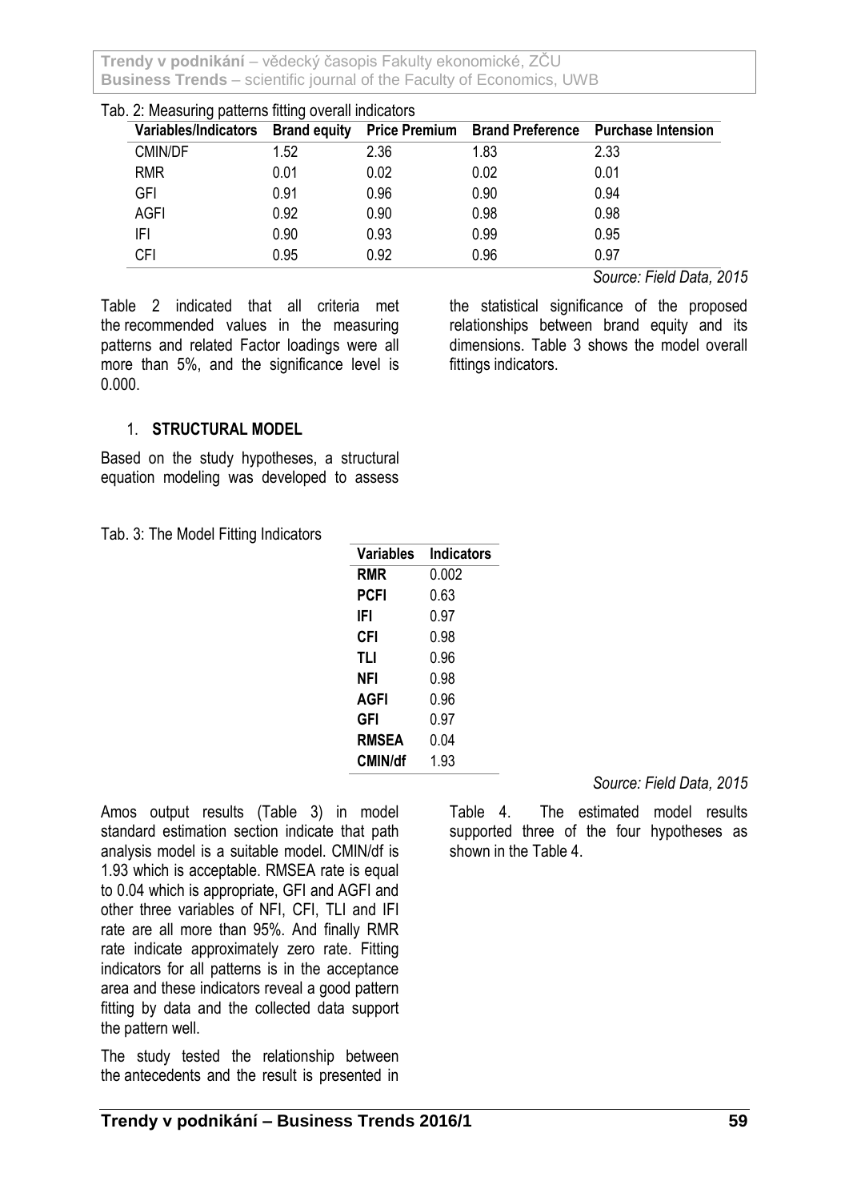Tab. 2: Measuring patterns fitting overall indicators

| Variables/Indicators | Brand equity | Price Premium | Brand Preference | Purchase Intension |
|---|---|---|---|---|
| CMIN/DF | 1.52 | 2.36 | 1.83 | 2.33 |
| RMR | 0.01 | 0.02 | 0.02 | 0.01 |
| GFI | 0.91 | 0.96 | 0.90 | 0.94 |
| AGFI | 0.92 | 0.90 | 0.98 | 0.98 |
| IFI | 0.90 | 0.93 | 0.99 | 0.95 |
| CFI | 0.95 | 0.92 | 0.96 | 0.97 |

*Source: Field Data, 2015*

Table 2 indicated that all criteria met the recommended values in the measuring patterns and related Factor loadings were all more than 5%, and the significance level is 0.000.

## 1. STRUCTURAL MODEL

Based on the study hypotheses, a structural equation modeling was developed to assess the statistical significance of the proposed relationships between brand equity and its dimensions. Table 3 shows the model overall fittings indicators.

Tab. 3: The Model Fitting Indicators

| Variables | Indicators |
|---|---|
| **RMR** | 0.002 |
| **PCFI** | 0.63 |
| **IFI** | 0.97 |
| **CFI** | 0.98 |
| **TLI** | 0.96 |
| **NFI** | 0.98 |
| **AGFI** | 0.96 |
| **GFI** | 0.97 |
| **RMSEA** | 0.04 |
| **CMIN/df** | 1.93 |

*Source: Field Data, 2015*

Amos output results (Table 3) in model standard estimation section indicate that path analysis model is a suitable model. CMIN/df is 1.93 which is acceptable. RMSEA rate is equal to 0.04 which is appropriate, GFI and AGFI and other three variables of NFI, CFI, TLI and IFI rate are all more than 95%. And finally RMR rate indicate approximately zero rate. Fitting indicators for all patterns is in the acceptance area and these indicators reveal a good pattern fitting by data and the collected data support the pattern well.

The study tested the relationship between the antecedents and the result is presented in Table 4. The estimated model results supported three of the four hypotheses as shown in the Table 4.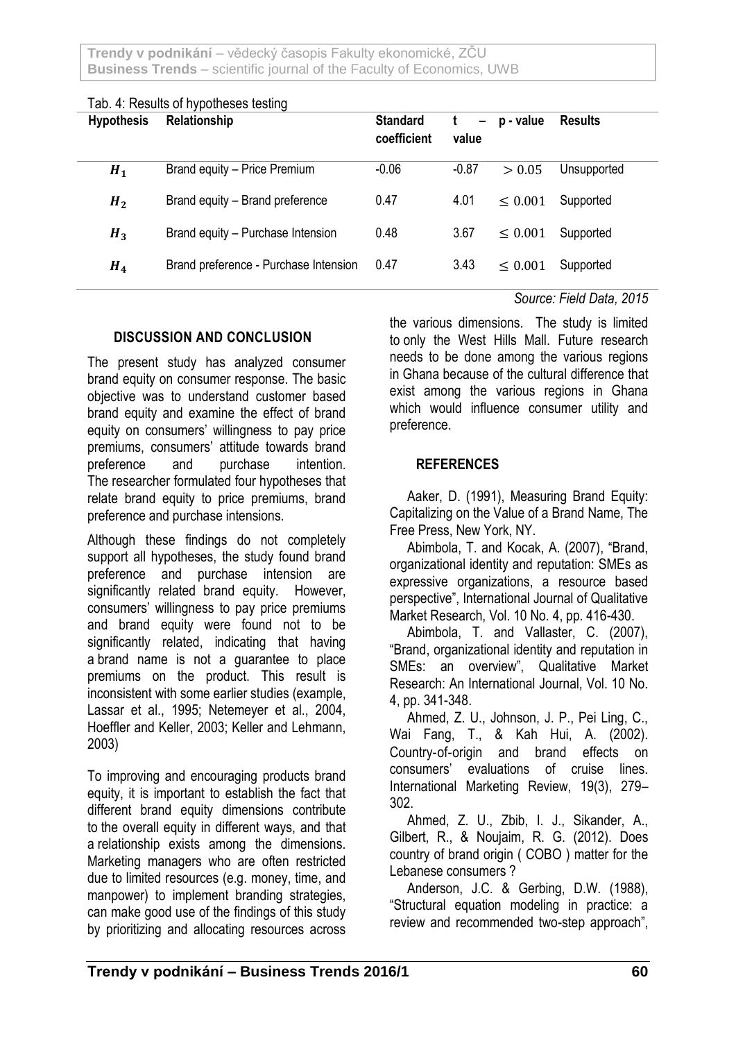Tab. 4: Results of hypotheses testing

| Hypothesis | Relationship | Standard coefficient | t – value | p - value | Results |
|---|---|---|---|---|---|
| $H_1$ | Brand equity – Price Premium | -0.06 | -0.87 | $> 0.05$ | Unsupported |
| $H_2$ | Brand equity – Brand preference | 0.47 | 4.01 | $\leq 0.001$ | Supported |
| $H_3$ | Brand equity – Purchase Intension | 0.48 | 3.67 | $\leq 0.001$ | Supported |
| $H_4$ | Brand preference - Purchase Intension | 0.47 | 3.43 | $\leq 0.001$ | Supported |

*Source: Field Data, 2015*

## DISCUSSION AND CONCLUSION

The present study has analyzed consumer brand equity on consumer response. The basic objective was to understand customer based brand equity and examine the effect of brand equity on consumers' willingness to pay price premiums, consumers' attitude towards brand preference and purchase intention. The researcher formulated four hypotheses that relate brand equity to price premiums, brand preference and purchase intensions.

Although these findings do not completely support all hypotheses, the study found brand preference and purchase intension are significantly related brand equity. However, consumers' willingness to pay price premiums and brand equity were found not to be significantly related, indicating that having a brand name is not a guarantee to place premiums on the product. This result is inconsistent with some earlier studies (example, Lassar et al., 1995; Netemeyer et al., 2004, Hoeffler and Keller, 2003; Keller and Lehmann, 2003)

To improving and encouraging products brand equity, it is important to establish the fact that different brand equity dimensions contribute to the overall equity in different ways, and that a relationship exists among the dimensions. Marketing managers who are often restricted due to limited resources (e.g. money, time, and manpower) to implement branding strategies, can make good use of the findings of this study by prioritizing and allocating resources across the various dimensions. The study is limited to only the West Hills Mall. Future research needs to be done among the various regions in Ghana because of the cultural difference that exist among the various regions in Ghana which would influence consumer utility and preference.

## REFERENCES

Aaker, D. (1991), Measuring Brand Equity: Capitalizing on the Value of a Brand Name, The Free Press, New York, NY.

Abimbola, T. and Kocak, A. (2007), "Brand, organizational identity and reputation: SMEs as expressive organizations, a resource based perspective", International Journal of Qualitative Market Research, Vol. 10 No. 4, pp. 416-430.

Abimbola, T. and Vallaster, C. (2007), "Brand, organizational identity and reputation in SMEs: an overview", Qualitative Market Research: An International Journal, Vol. 10 No. 4, pp. 341-348.

Ahmed, Z. U., Johnson, J. P., Pei Ling, C., Wai Fang, T., & Kah Hui, A. (2002). Country-of-origin and brand effects on consumers' evaluations of cruise lines. International Marketing Review, 19(3), 279–302.

Ahmed, Z. U., Zbib, I. J., Sikander, A., Gilbert, R., & Noujaim, R. G. (2012). Does country of brand origin ( COBO ) matter for the Lebanese consumers ?

Anderson, J.C. & Gerbing, D.W. (1988), "Structural equation modeling in practice: a review and recommended two-step approach",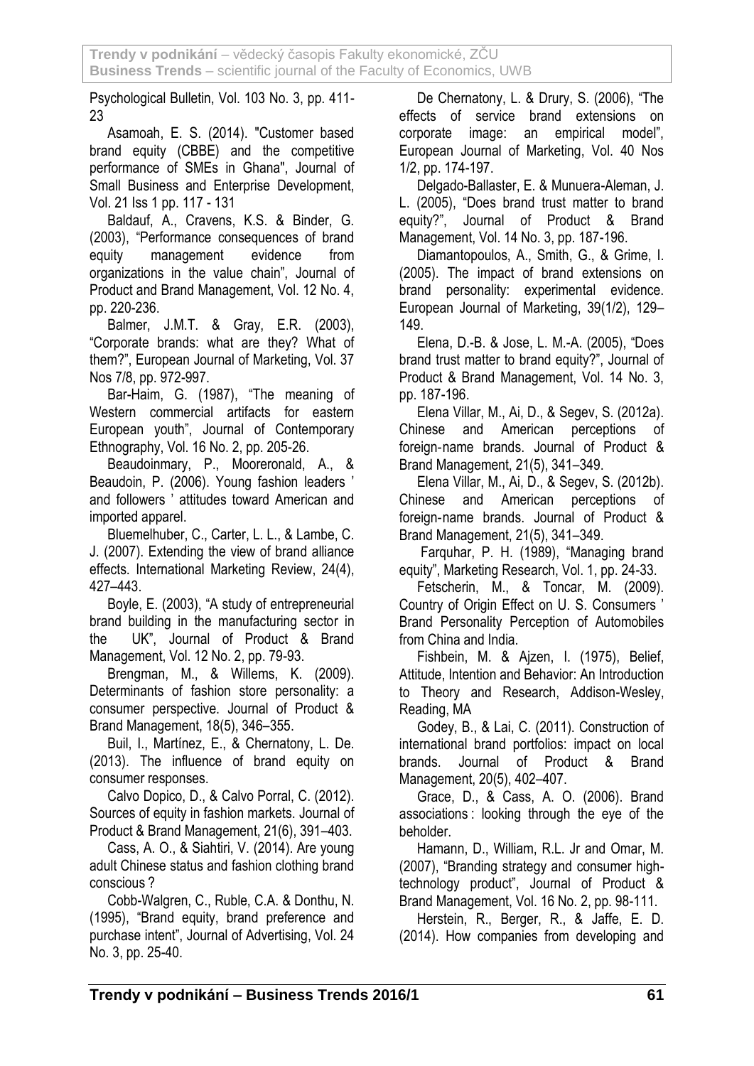Psychological Bulletin, Vol. 103 No. 3, pp. 411-23

Asamoah, E. S. (2014). "Customer based brand equity (CBBE) and the competitive performance of SMEs in Ghana", Journal of Small Business and Enterprise Development, Vol. 21 Iss 1 pp. 117 - 131

Baldauf, A., Cravens, K.S. & Binder, G. (2003), "Performance consequences of brand equity management evidence from organizations in the value chain", Journal of Product and Brand Management, Vol. 12 No. 4, pp. 220-236.

Balmer, J.M.T. & Gray, E.R. (2003), "Corporate brands: what are they? What of them?", European Journal of Marketing, Vol. 37 Nos 7/8, pp. 972-997.

Bar-Haim, G. (1987), "The meaning of Western commercial artifacts for eastern European youth", Journal of Contemporary Ethnography, Vol. 16 No. 2, pp. 205-26.

Beaudoinmary, P., Mooreronald, A., & Beaudoin, P. (2006). Young fashion leaders ' and followers ' attitudes toward American and imported apparel.

Bluemelhuber, C., Carter, L. L., & Lambe, C. J. (2007). Extending the view of brand alliance effects. International Marketing Review, 24(4), 427–443.

Boyle, E. (2003), "A study of entrepreneurial brand building in the manufacturing sector in the UK", Journal of Product & Brand Management, Vol. 12 No. 2, pp. 79-93.

Brengman, M., & Willems, K. (2009). Determinants of fashion store personality: a consumer perspective. Journal of Product & Brand Management, 18(5), 346–355.

Buil, I., Martínez, E., & Chernatony, L. De. (2013). The influence of brand equity on consumer responses.

Calvo Dopico, D., & Calvo Porral, C. (2012). Sources of equity in fashion markets. Journal of Product & Brand Management, 21(6), 391–403.

Cass, A. O., & Siahtiri, V. (2014). Are young adult Chinese status and fashion clothing brand conscious ?

Cobb-Walgren, C., Ruble, C.A. & Donthu, N. (1995), "Brand equity, brand preference and purchase intent", Journal of Advertising, Vol. 24 No. 3, pp. 25-40.

De Chernatony, L. & Drury, S. (2006), "The effects of service brand extensions on corporate image: an empirical model", European Journal of Marketing, Vol. 40 Nos 1/2, pp. 174-197.

Delgado-Ballaster, E. & Munuera-Aleman, J. L. (2005), "Does brand trust matter to brand equity?", Journal of Product & Brand Management, Vol. 14 No. 3, pp. 187-196.

Diamantopoulos, A., Smith, G., & Grime, I. (2005). The impact of brand extensions on brand personality: experimental evidence. European Journal of Marketing, 39(1/2), 129–149.

Elena, D.-B. & Jose, L. M.-A. (2005), "Does brand trust matter to brand equity?", Journal of Product & Brand Management, Vol. 14 No. 3, pp. 187-196.

Elena Villar, M., Ai, D., & Segev, S. (2012a). Chinese and American perceptions of foreign-name brands. Journal of Product & Brand Management, 21(5), 341–349.

Elena Villar, M., Ai, D., & Segev, S. (2012b). Chinese and American perceptions of foreign-name brands. Journal of Product & Brand Management, 21(5), 341–349.

Farquhar, P. H. (1989), "Managing brand equity", Marketing Research, Vol. 1, pp. 24-33.

Fetscherin, M., & Toncar, M. (2009). Country of Origin Effect on U. S. Consumers ' Brand Personality Perception of Automobiles from China and India.

Fishbein, M. & Ajzen, I. (1975), Belief, Attitude, Intention and Behavior: An Introduction to Theory and Research, Addison-Wesley, Reading, MA

Godey, B., & Lai, C. (2011). Construction of international brand portfolios: impact on local brands. Journal of Product & Brand Management, 20(5), 402–407.

Grace, D., & Cass, A. O. (2006). Brand associations : looking through the eye of the beholder.

Hamann, D., William, R.L. Jr and Omar, M. (2007), "Branding strategy and consumer high-technology product", Journal of Product & Brand Management, Vol. 16 No. 2, pp. 98-111.

Herstein, R., Berger, R., & Jaffe, E. D. (2014). How companies from developing and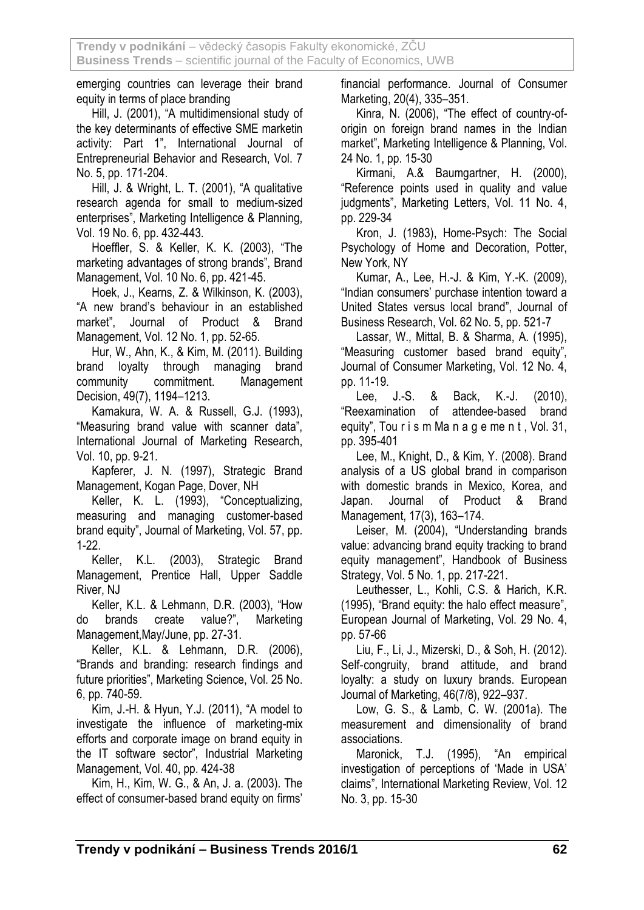emerging countries can leverage their brand equity in terms of place branding

Hill, J. (2001), “A multidimensional study of the key determinants of effective SME marketin activity: Part 1”, International Journal of Entrepreneurial Behavior and Research, Vol. 7 No. 5, pp. 171-204.

Hill, J. & Wright, L. T. (2001), “A qualitative research agenda for small to medium-sized enterprises”, Marketing Intelligence & Planning, Vol. 19 No. 6, pp. 432-443.

Hoeffler, S. & Keller, K. K. (2003), “The marketing advantages of strong brands”, Brand Management, Vol. 10 No. 6, pp. 421-45.

Hoek, J., Kearns, Z. & Wilkinson, K. (2003), “A new brand’s behaviour in an established market”, Journal of Product & Brand Management, Vol. 12 No. 1, pp. 52-65.

Hur, W., Ahn, K., & Kim, M. (2011). Building brand loyalty through managing brand community commitment. Management Decision, 49(7), 1194–1213.

Kamakura, W. A. & Russell, G.J. (1993), “Measuring brand value with scanner data”, International Journal of Marketing Research, Vol. 10, pp. 9-21.

Kapferer, J. N. (1997), Strategic Brand Management, Kogan Page, Dover, NH

Keller, K. L. (1993), “Conceptualizing, measuring and managing customer-based brand equity”, Journal of Marketing, Vol. 57, pp. 1-22.

Keller, K.L. (2003), Strategic Brand Management, Prentice Hall, Upper Saddle River, NJ

Keller, K.L. & Lehmann, D.R. (2003), “How do brands create value?”, Marketing Management,May/June, pp. 27-31.

Keller, K.L. & Lehmann, D.R. (2006), “Brands and branding: research findings and future priorities”, Marketing Science, Vol. 25 No. 6, pp. 740-59.

Kim, J.-H. & Hyun, Y.J. (2011), “A model to investigate the influence of marketing-mix efforts and corporate image on brand equity in the IT software sector”, Industrial Marketing Management, Vol. 40, pp. 424-38

Kim, H., Kim, W. G., & An, J. a. (2003). The effect of consumer-based brand equity on firms' financial performance. Journal of Consumer Marketing, 20(4), 335–351.

Kinra, N. (2006), “The effect of country-of-origin on foreign brand names in the Indian market”, Marketing Intelligence & Planning, Vol. 24 No. 1, pp. 15-30

Kirmani, A.& Baumgartner, H. (2000), “Reference points used in quality and value judgments”, Marketing Letters, Vol. 11 No. 4, pp. 229-34

Kron, J. (1983), Home-Psych: The Social Psychology of Home and Decoration, Potter, New York, NY

Kumar, A., Lee, H.-J. & Kim, Y.-K. (2009), “Indian consumers' purchase intention toward a United States versus local brand”, Journal of Business Research, Vol. 62 No. 5, pp. 521-7

Lassar, W., Mittal, B. & Sharma, A. (1995), “Measuring customer based brand equity”, Journal of Consumer Marketing, Vol. 12 No. 4, pp. 11-19.

Lee, J.-S. & Back, K.-J. (2010), “Reexamination of attendee-based brand equity”, Tou r i s m Ma n a g e me n t , Vol. 31, pp. 395-401

Lee, M., Knight, D., & Kim, Y. (2008). Brand analysis of a US global brand in comparison with domestic brands in Mexico, Korea, and Japan. Journal of Product & Brand Management, 17(3), 163–174.

Leiser, M. (2004), “Understanding brands value: advancing brand equity tracking to brand equity management”, Handbook of Business Strategy, Vol. 5 No. 1, pp. 217-221.

Leuthesser, L., Kohli, C.S. & Harich, K.R. (1995), “Brand equity: the halo effect measure”, European Journal of Marketing, Vol. 29 No. 4, pp. 57-66

Liu, F., Li, J., Mizerski, D., & Soh, H. (2012). Self-congruity, brand attitude, and brand loyalty: a study on luxury brands. European Journal of Marketing, 46(7/8), 922–937.

Low, G. S., & Lamb, C. W. (2001a). The measurement and dimensionality of brand associations.

Maronick, T.J. (1995), “An empirical investigation of perceptions of ‘Made in USA’ claims”, International Marketing Review, Vol. 12 No. 3, pp. 15-30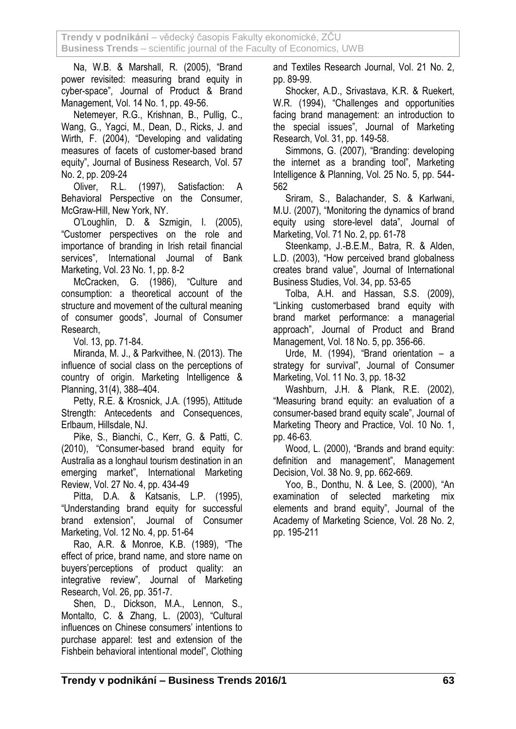Na, W.B. & Marshall, R. (2005), "Brand power revisited: measuring brand equity in cyber-space", Journal of Product & Brand Management, Vol. 14 No. 1, pp. 49-56.

Netemeyer, R.G., Krishnan, B., Pullig, C., Wang, G., Yagci, M., Dean, D., Ricks, J. and Wirth, F. (2004), "Developing and validating measures of facets of customer-based brand equity", Journal of Business Research, Vol. 57 No. 2, pp. 209-24

Oliver, R.L. (1997), Satisfaction: A Behavioral Perspective on the Consumer, McGraw-Hill, New York, NY.

O'Loughlin, D. & Szmigin, I. (2005), "Customer perspectives on the role and importance of branding in Irish retail financial services", International Journal of Bank Marketing, Vol. 23 No. 1, pp. 8-2

McCracken, G. (1986), "Culture and consumption: a theoretical account of the structure and movement of the cultural meaning of consumer goods", Journal of Consumer Research,

Vol. 13, pp. 71-84.

Miranda, M. J., & Parkvithee, N. (2013). The influence of social class on the perceptions of country of origin. Marketing Intelligence & Planning, 31(4), 388–404.

Petty, R.E. & Krosnick, J.A. (1995), Attitude Strength: Antecedents and Consequences, Erlbaum, Hillsdale, NJ.

Pike, S., Bianchi, C., Kerr, G. & Patti, C. (2010), "Consumer-based brand equity for Australia as a longhaul tourism destination in an emerging market", International Marketing Review, Vol. 27 No. 4, pp. 434-49

Pitta, D.A. & Katsanis, L.P. (1995), "Understanding brand equity for successful brand extension", Journal of Consumer Marketing, Vol. 12 No. 4, pp. 51-64

Rao, A.R. & Monroe, K.B. (1989), "The effect of price, brand name, and store name on buyers'perceptions of product quality: an integrative review", Journal of Marketing Research, Vol. 26, pp. 351-7.

Shen, D., Dickson, M.A., Lennon, S., Montalto, C. & Zhang, L. (2003), "Cultural influences on Chinese consumers' intentions to purchase apparel: test and extension of the Fishbein behavioral intentional model", Clothing and Textiles Research Journal, Vol. 21 No. 2, pp. 89-99.

Shocker, A.D., Srivastava, K.R. & Ruekert, W.R. (1994), "Challenges and opportunities facing brand management: an introduction to the special issues", Journal of Marketing Research, Vol. 31, pp. 149-58.

Simmons, G. (2007), "Branding: developing the internet as a branding tool", Marketing Intelligence & Planning, Vol. 25 No. 5, pp. 544-562

Sriram, S., Balachander, S. & Karlwani, M.U. (2007), "Monitoring the dynamics of brand equity using store-level data", Journal of Marketing, Vol. 71 No. 2, pp. 61-78

Steenkamp, J.-B.E.M., Batra, R. & Alden, L.D. (2003), "How perceived brand globalness creates brand value", Journal of International Business Studies, Vol. 34, pp. 53-65

Tolba, A.H. and Hassan, S.S. (2009), "Linking customerbased brand equity with brand market performance: a managerial approach", Journal of Product and Brand Management, Vol. 18 No. 5, pp. 356-66.

Urde, M. (1994), "Brand orientation – a strategy for survival", Journal of Consumer Marketing, Vol. 11 No. 3, pp. 18-32

Washburn, J.H. & Plank, R.E. (2002), "Measuring brand equity: an evaluation of a consumer-based brand equity scale", Journal of Marketing Theory and Practice, Vol. 10 No. 1, pp. 46-63.

Wood, L. (2000), "Brands and brand equity: definition and management", Management Decision, Vol. 38 No. 9, pp. 662-669.

Yoo, B., Donthu, N. & Lee, S. (2000), "An examination of selected marketing mix elements and brand equity", Journal of the Academy of Marketing Science, Vol. 28 No. 2, pp. 195-211